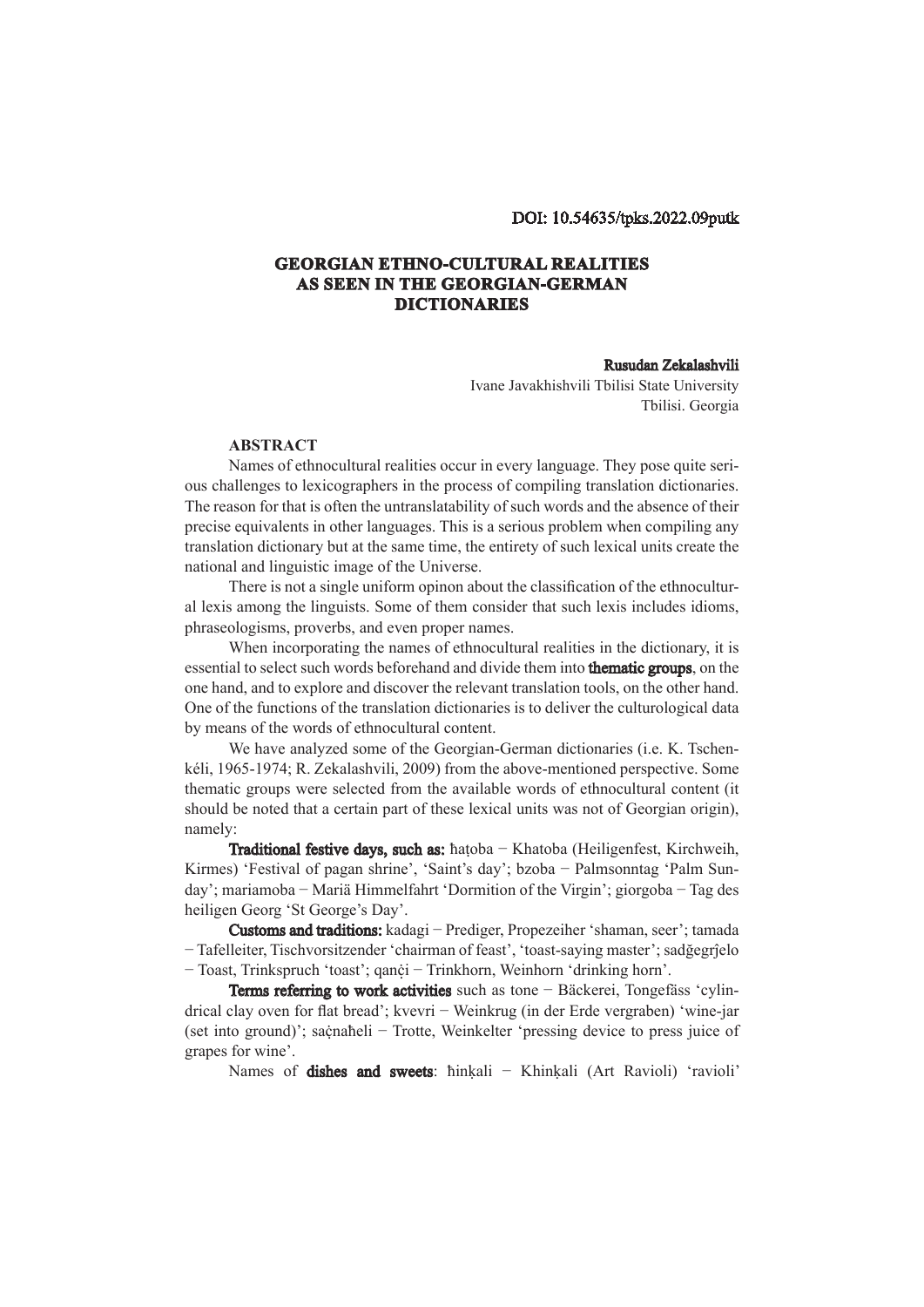DOI: 10.54635/tpks.2022.09putk

# GEORGIAN ETHNO-CULTURAL REALITIES AS SEEN IN THE GEORGIAN-GERMAN DICTIONARIES

**Rusudan Zekalashvili**

Ivane Javakhishvili Tbilisi State University
Tbilisi. Georgia

## ABSTRACT

Names of ethnocultural realities occur in every language. They pose quite serious challenges to lexicographers in the process of compiling translation dictionaries. The reason for that is often the untranslatability of such words and the absence of their precise equivalents in other languages. This is a serious problem when compiling any translation dictionary but at the same time, the entirety of such lexical units create the national and linguistic image of the Universe.

There is not a single uniform opinon about the classification of the ethnocultural lexis among the linguists. Some of them consider that such lexis includes idioms, phraseologisms, proverbs, and even proper names.

When incorporating the names of ethnocultural realities in the dictionary, it is essential to select such words beforehand and divide them into **thematic groups**, on the one hand, and to explore and discover the relevant translation tools, on the other hand. One of the functions of the translation dictionaries is to deliver the culturological data by means of the words of ethnocultural content.

We have analyzed some of the Georgian-German dictionaries (i.e. K. Tschenkéli, 1965-1974; R. Zekalashvili, 2009) from the above-mentioned perspective. Some thematic groups were selected from the available words of ethnocultural content (it should be noted that a certain part of these lexical units was not of Georgian origin), namely:

**Traditional festive days, such as:** ħaṭoba − Khatoba (Heiligenfest, Kirchweih, Kirmes) 'Festival of pagan shrine', 'Saint's day'; bzoba − Palmsonntag 'Palm Sunday'; mariamoba − Mariä Himmelfahrt 'Dormition of the Virgin'; giorgoba − Tag des heiligen Georg 'St George's Day'.

**Customs and traditions:** kadagi − Prediger, Propezeiher 'shaman, seer'; tamada − Tafelleiter, Tischvorsitzender 'chairman of feast', 'toast-saying master'; sadğegrǰelo − Toast, Trinkspruch 'toast'; qanċi − Trinkhorn, Weinhorn 'drinking horn'.

**Terms referring to work activities** such as tone − Bäckerei, Tongefäss 'cylindrical clay oven for flat bread'; kvevri − Weinkrug (in der Erde vergraben) 'wine-jar (set into ground)'; saċnaħeli − Trotte, Weinkelter 'pressing device to press juice of grapes for wine'.

Names of **dishes and sweets**: ħinḳali − Khinḳali (Art Ravioli) 'ravioli'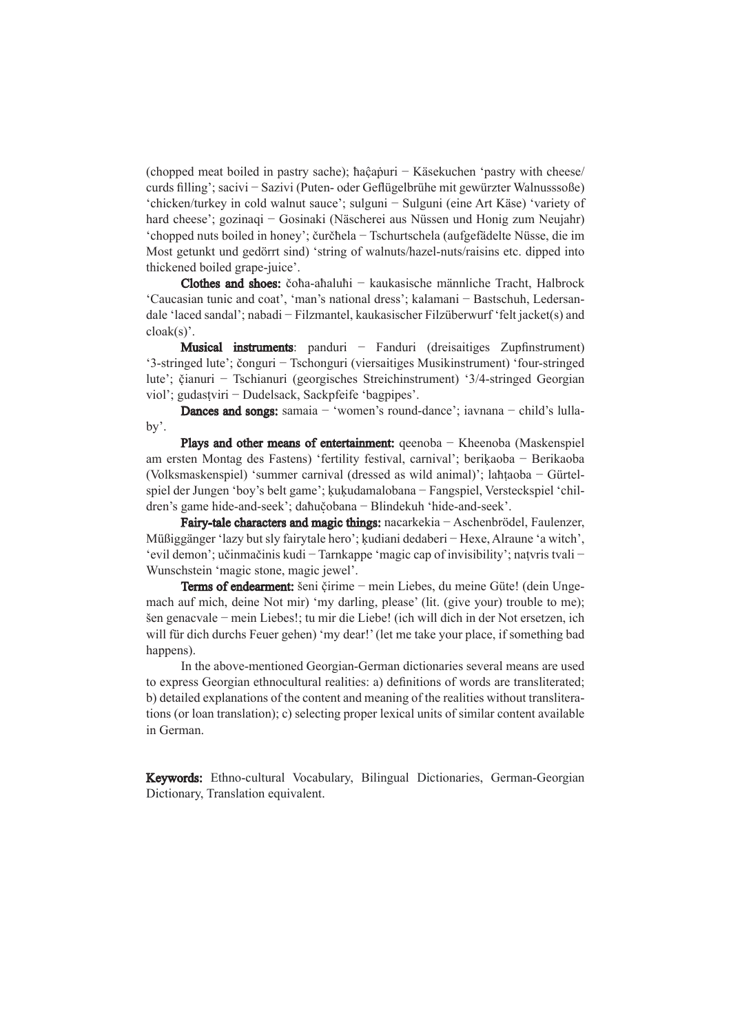(chopped meat boiled in pastry sache); ħaĉaṗuri − Käsekuchen 'pastry with cheese/curds filling'; sacivi − Sazivi (Puten- oder Geflügelbrühe mit gewürzter Walnusssoße) 'chicken/turkey in cold walnut sauce'; sulguni − Sulguni (eine Art Käse) 'variety of hard cheese'; gozinaqi − Gosinaki (Näscherei aus Nüssen und Honig zum Neujahr) 'chopped nuts boiled in honey'; čurčħela − Tschurtschela (aufgefädelte Nüsse, die im Most getunkt und gedörrt sind) 'string of walnuts/hazel-nuts/raisins etc. dipped into thickened boiled grape-juice'.

**Clothes and shoes:** čoħa-aħaluħi − kaukasische männliche Tracht, Halbrock 'Caucasian tunic and coat', 'man's national dress'; kalamani − Bastschuh, Ledersandale 'laced sandal'; nabadi − Filzmantel, kaukasischer Filzüberwurf 'felt jacket(s) and cloak(s)'.

**Musical instruments**: panduri − Fanduri (dreisaitiges Zupfinstrument) '3-stringed lute'; čonguri − Tschonguri (viersaitiges Musikinstrument) 'four-stringed lute'; ç̌ianuri − Tschianuri (georgisches Streichinstrument) '3/4-stringed Georgian viol'; gudasṭviri − Dudelsack, Sackpfeife 'bagpipes'.

**Dances and songs:** samaia − 'women's round-dance'; iavnana − child's lullaby'.

**Plays and other means of entertainment:** qeenoba − Kheenoba (Maskenspiel am ersten Montag des Fastens) 'fertility festival, carnival'; beriḳaoba − Berikaoba (Volksmaskenspiel) 'summer carnival (dressed as wild animal)'; laħṭaoba − Gürtelspiel der Jungen 'boy's belt game'; ḳuḳudamalobana − Fangspiel, Versteckspiel 'children's game hide-and-seek'; daħuč̣obana − Blindekuh 'hide-and-seek'.

**Fairy-tale characters and magic things:** nacarkekia − Aschenbrödel, Faulenzer, Müßiggänger 'lazy but sly fairytale hero'; ḳudiani dedaberi − Hexe, Alraune 'a witch', 'evil demon'; učinmačinis kudi − Tarnkappe 'magic cap of invisibility'; naṭvris tvali − Wunschstein 'magic stone, magic jewel'.

**Terms of endearment:** šeni ç̌irime − mein Liebes, du meine Güte! (dein Ungemach auf mich, deine Not mir) 'my darling, please' (lit. (give your) trouble to me); šen genacvale − mein Liebes!; tu mir die Liebe! (ich will dich in der Not ersetzen, ich will für dich durchs Feuer gehen) 'my dear!' (let me take your place, if something bad happens).

In the above-mentioned Georgian-German dictionaries several means are used to express Georgian ethnocultural realities: a) definitions of words are transliterated; b) detailed explanations of the content and meaning of the realities without transliterations (or loan translation); c) selecting proper lexical units of similar content available in German.

**Keywords:** Ethno-cultural Vocabulary, Bilingual Dictionaries, German-Georgian Dictionary, Translation equivalent.